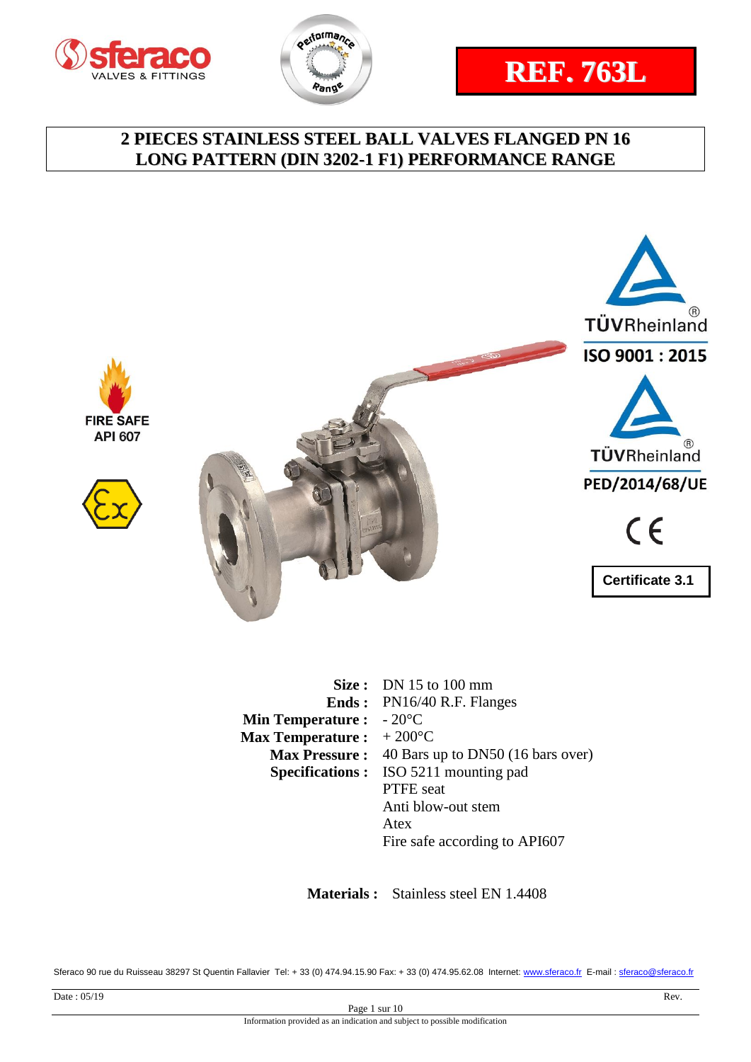# REF. 763L

## 2 PIECES STAINLESS STEEL BALL VALVES FLANGED PN 16 LONG PATTERN (DIN 3202-1 F1) PERFORMANCE RANGE

FIRE SAFE API 607

TÜVRheinland ISO 9001 : 2015

TÜVRheinland PED/2014/68/UE

Certificate 3.1

**Size :** DN 15 to 100 mm
**Ends :** PN16/40 R.F. Flanges
**Min Temperature :** - 20°C
**Max Temperature :** + 200°C
**Max Pressure :** 40 Bars up to DN50 (16 bars over)
**Specifications :** ISO 5211 mounting pad
PTFE seat
Anti blow-out stem
Atex
Fire safe according to API607

**Materials :** Stainless steel EN 1.4408

Sferaco 90 rue du Ruisseau 38297 St Quentin Fallavier Tel: + 33 (0) 474.94.15.90 Fax: + 33 (0) 474.95.62.08 Internet: www.sferaco.fr E-mail : sferaco@sferaco.fr

Date : 05/19 Rev.

Information provided as an indication and subject to possible modification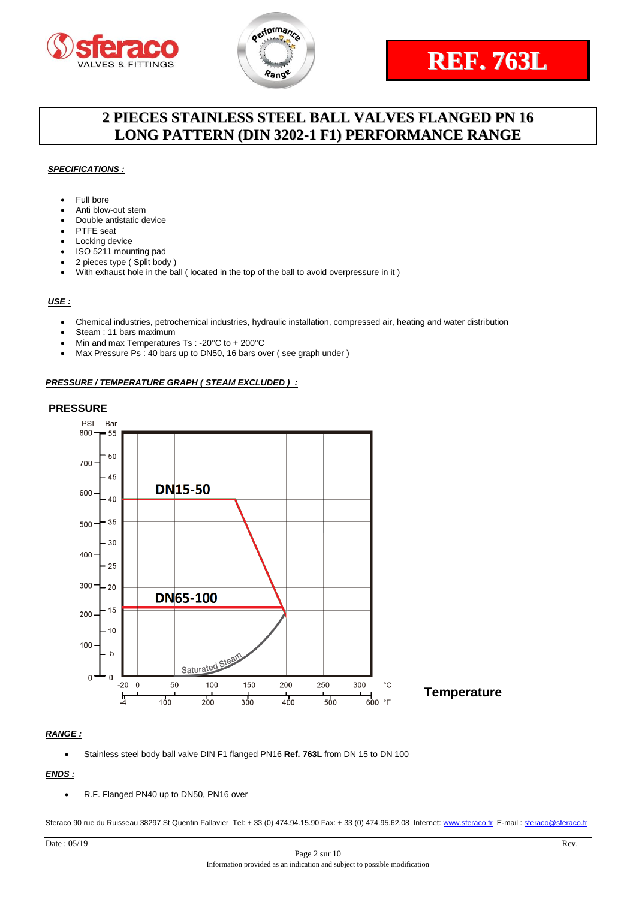**REF. 763L**

# 2 PIECES STAINLESS STEEL BALL VALVES FLANGED PN 16 LONG PATTERN (DIN 3202-1 F1) PERFORMANCE RANGE

***SPECIFICATIONS :***

- Full bore
- Anti blow-out stem
- Double antistatic device
- PTFE seat
- Locking device
- ISO 5211 mounting pad
- 2 pieces type ( Split body )
- With exhaust hole in the ball ( located in the top of the ball to avoid overpressure in it )

***USE :***

- Chemical industries, petrochemical industries, hydraulic installation, compressed air, heating and water distribution
- Steam : 11 bars maximum
- Min and max Temperatures Ts : -20°C to + 200°C
- Max Pressure Ps : 40 bars up to DN50, 16 bars over ( see graph under )

***PRESSURE / TEMPERATURE GRAPH ( STEAM EXCLUDED ) :***

**PRESSURE**

PSI / Bar

DN15-50

DN65-100

Saturated Steam

°C: -20, 0, 50, 100, 150, 200, 250, 300

°F: -4, 100, 200, 300, 400, 500, 600

**Temperature**

***RANGE :***

- Stainless steel body ball valve DIN F1 flanged PN16 **Ref. 763L** from DN 15 to DN 100

***ENDS :***

- R.F. Flanged PN40 up to DN50, PN16 over

Sferaco 90 rue du Ruisseau 38297 St Quentin Fallavier Tel: + 33 (0) 474.94.15.90 Fax: + 33 (0) 474.95.62.08 Internet: www.sferaco.fr E-mail : sferaco@sferaco.fr

Date : 05/19 Rev.

Information provided as an indication and subject to possible modification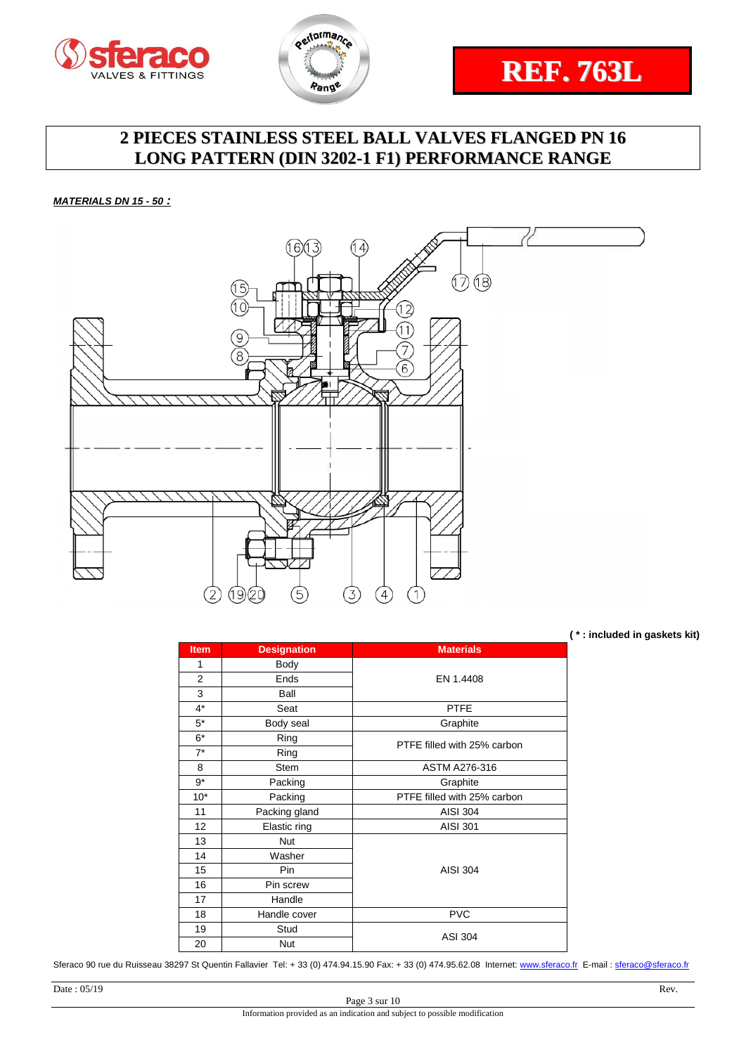**REF. 763L**

# 2 PIECES STAINLESS STEEL BALL VALVES FLANGED PN 16 LONG PATTERN (DIN 3202-1 F1) PERFORMANCE RANGE

***MATERIALS DN 15 - 50 :***

**( * : included in gaskets kit)**

| Item | Designation | Materials |
|---|---|---|
| 1 | Body | EN 1.4408 |
| 2 | Ends | |
| 3 | Ball | |
| 4* | Seat | PTFE |
| 5* | Body seal | Graphite |
| 6* | Ring | PTFE filled with 25% carbon |
| 7* | Ring | |
| 8 | Stem | ASTM A276-316 |
| 9* | Packing | Graphite |
| 10* | Packing | PTFE filled with 25% carbon |
| 11 | Packing gland | AISI 304 |
| 12 | Elastic ring | AISI 301 |
| 13 | Nut | AISI 304 |
| 14 | Washer | |
| 15 | Pin | |
| 16 | Pin screw | |
| 17 | Handle | |
| 18 | Handle cover | PVC |
| 19 | Stud | ASI 304 |
| 20 | Nut | |

Sferaco 90 rue du Ruisseau 38297 St Quentin Fallavier Tel: + 33 (0) 474.94.15.90 Fax: + 33 (0) 474.95.62.08 Internet: www.sferaco.fr E-mail : sferaco@sferaco.fr

Date : 05/19 Rev.

Information provided as an indication and subject to possible modification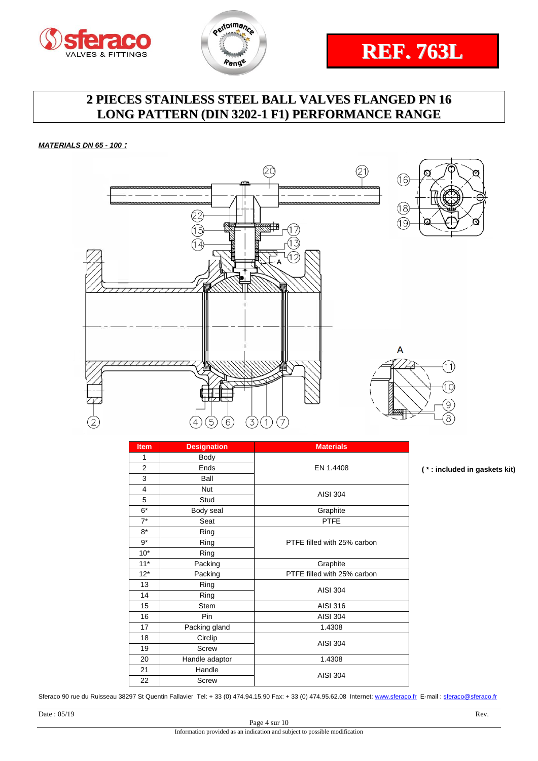# REF. 763L

## 2 PIECES STAINLESS STEEL BALL VALVES FLANGED PN 16 LONG PATTERN (DIN 3202-1 F1) PERFORMANCE RANGE

***MATERIALS DN 65 - 100 :***

| Item | Designation | Materials |
|---|---|---|
| 1 | Body | EN 1.4408 |
| 2 | Ends | |
| 3 | Ball | |
| 4 | Nut | AISI 304 |
| 5 | Stud | |
| 6* | Body seal | Graphite |
| 7* | Seat | PTFE |
| 8* | Ring | PTFE filled with 25% carbon |
| 9* | Ring | |
| 10* | Ring | |
| 11* | Packing | Graphite |
| 12* | Packing | PTFE filled with 25% carbon |
| 13 | Ring | AISI 304 |
| 14 | Ring | |
| 15 | Stem | AISI 316 |
| 16 | Pin | AISI 304 |
| 17 | Packing gland | 1.4308 |
| 18 | Circlip | AISI 304 |
| 19 | Screw | |
| 20 | Handle adaptor | 1.4308 |
| 21 | Handle | AISI 304 |
| 22 | Screw | |

**( * : included in gaskets kit)**

Sferaco 90 rue du Ruisseau 38297 St Quentin Fallavier Tel: + 33 (0) 474.94.15.90 Fax: + 33 (0) 474.95.62.08 Internet: www.sferaco.fr E-mail : sferaco@sferaco.fr

Date : 05/19

Rev.

Information provided as an indication and subject to possible modification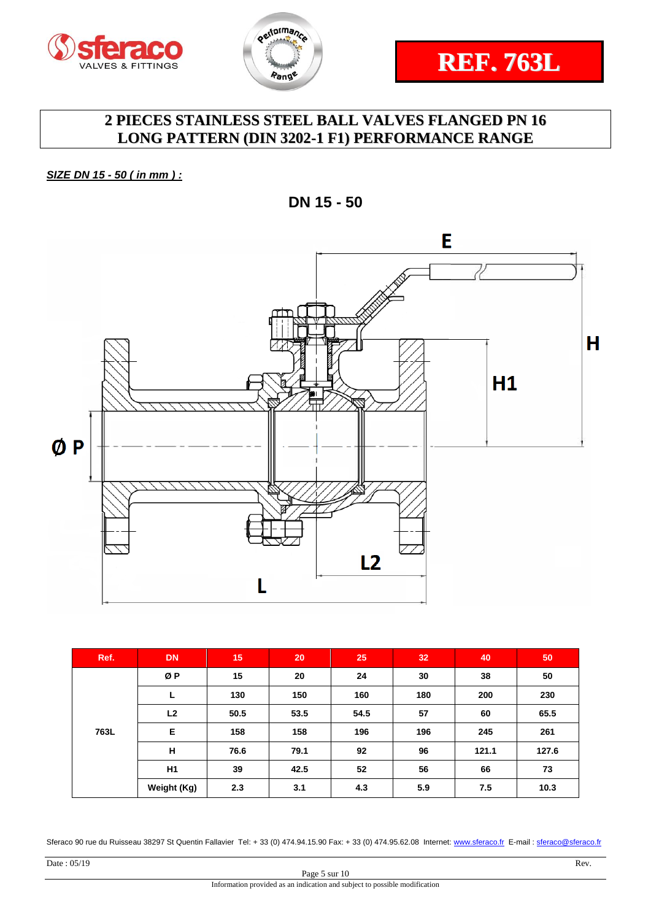# REF. 763L

## 2 PIECES STAINLESS STEEL BALL VALVES FLANGED PN 16 LONG PATTERN (DIN 3202-1 F1) PERFORMANCE RANGE

***SIZE DN 15 - 50 ( in mm ) :***

**DN 15 - 50**

| Ref. | DN | 15 | 20 | 25 | 32 | 40 | 50 |
|---|---|---|---|---|---|---|---|
| 763L | Ø P | 15 | 20 | 24 | 30 | 38 | 50 |
| | L | 130 | 150 | 160 | 180 | 200 | 230 |
| | L2 | 50.5 | 53.5 | 54.5 | 57 | 60 | 65.5 |
| | E | 158 | 158 | 196 | 196 | 245 | 261 |
| | H | 76.6 | 79.1 | 92 | 96 | 121.1 | 127.6 |
| | H1 | 39 | 42.5 | 52 | 56 | 66 | 73 |
| | Weight (Kg) | 2.3 | 3.1 | 4.3 | 5.9 | 7.5 | 10.3 |

Sferaco 90 rue du Ruisseau 38297 St Quentin Fallavier Tel: + 33 (0) 474.94.15.90 Fax: + 33 (0) 474.95.62.08 Internet: www.sferaco.fr E-mail : sferaco@sferaco.fr

Date : 05/19 Rev.

Information provided as an indication and subject to possible modification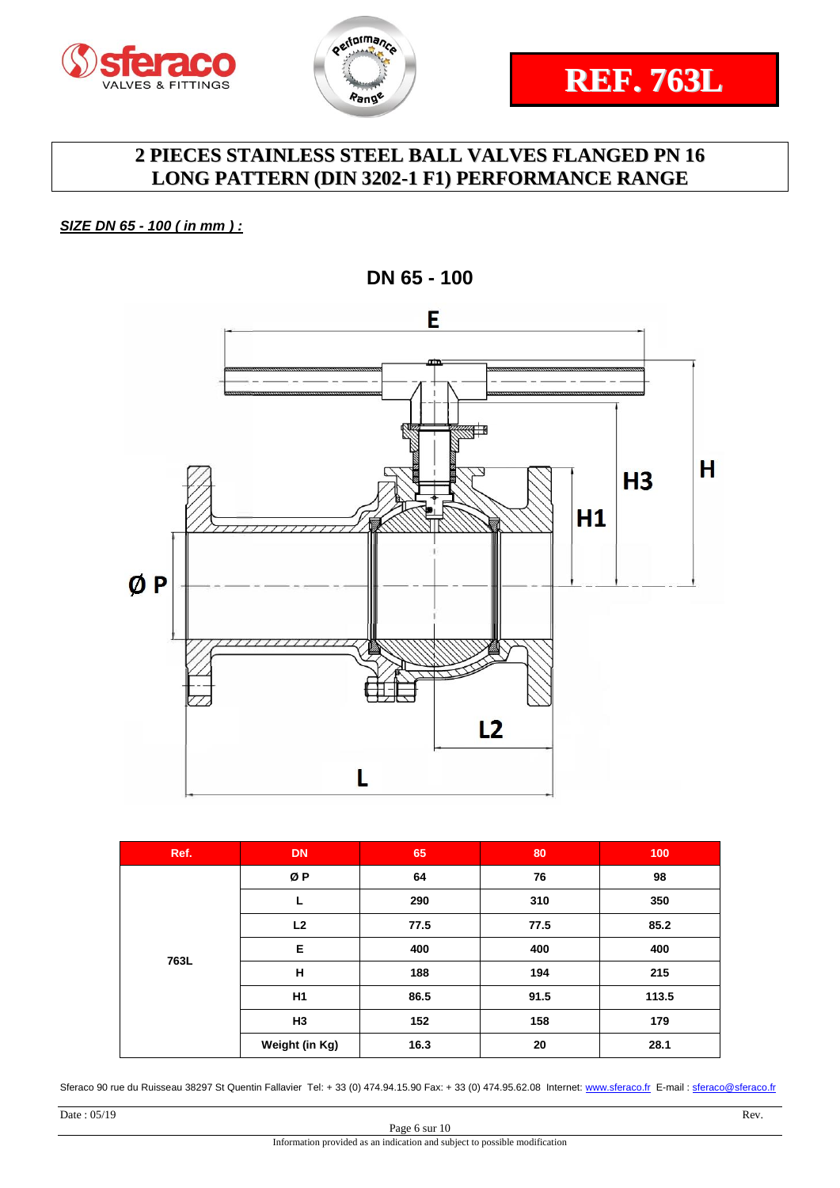REF. 763L

# 2 PIECES STAINLESS STEEL BALL VALVES FLANGED PN 16 LONG PATTERN (DIN 3202-1 F1) PERFORMANCE RANGE

***SIZE DN 65 - 100 ( in mm ) :***

**DN 65 - 100**

| Ref. | DN | 65 | 80 | 100 |
|---|---|---|---|---|
| 763L | Ø P | 64 | 76 | 98 |
| | L | 290 | 310 | 350 |
| | L2 | 77.5 | 77.5 | 85.2 |
| | E | 400 | 400 | 400 |
| | H | 188 | 194 | 215 |
| | H1 | 86.5 | 91.5 | 113.5 |
| | H3 | 152 | 158 | 179 |
| | Weight (in Kg) | 16.3 | 20 | 28.1 |

Sferaco 90 rue du Ruisseau 38297 St Quentin Fallavier Tel: + 33 (0) 474.94.15.90 Fax: + 33 (0) 474.95.62.08 Internet: www.sferaco.fr E-mail : sferaco@sferaco.fr

Date : 05/19 Rev.

Information provided as an indication and subject to possible modification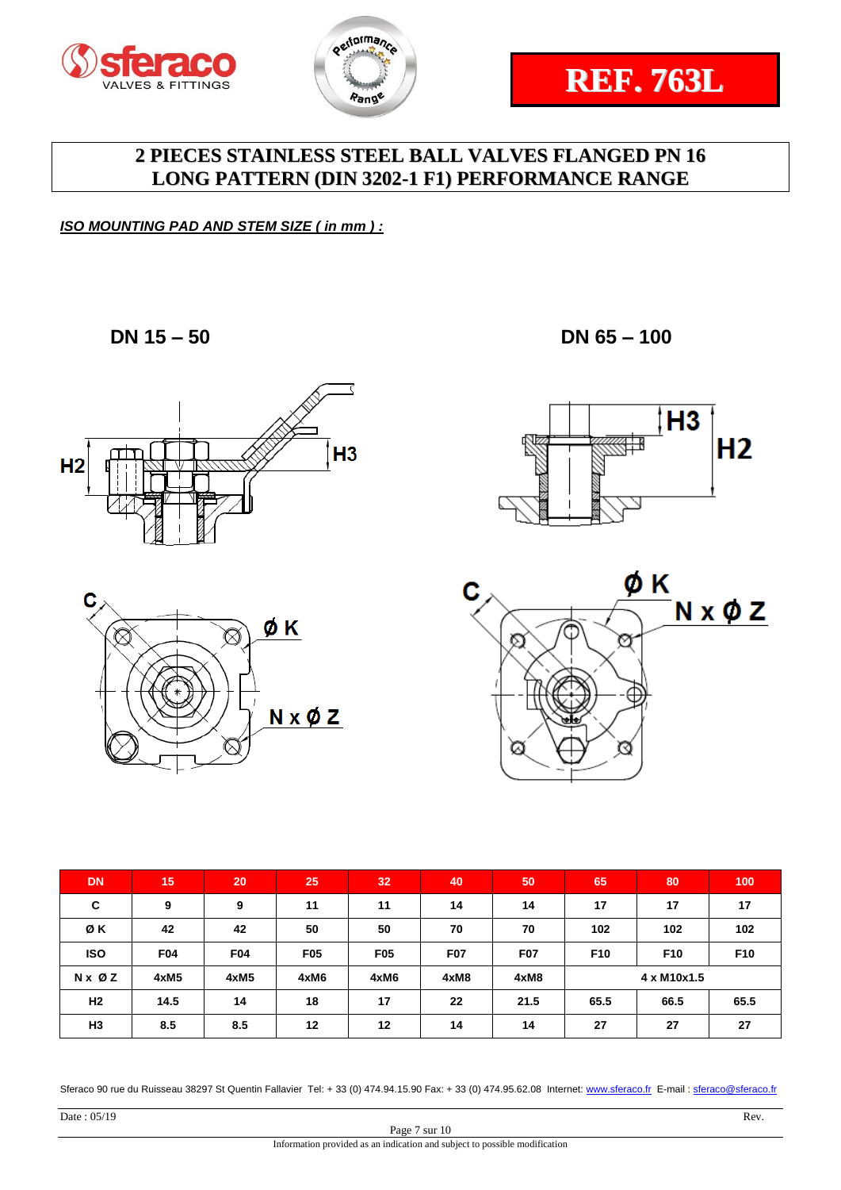# REF. 763L

## 2 PIECES STAINLESS STEEL BALL VALVES FLANGED PN 16 LONG PATTERN (DIN 3202-1 F1) PERFORMANCE RANGE

***ISO MOUNTING PAD AND STEM SIZE ( in mm ) :***

**DN 15 – 50**

**DN 65 – 100**

| DN | 15 | 20 | 25 | 32 | 40 | 50 | 65 | 80 | 100 |
|---|---|---|---|---|---|---|---|---|---|
| C | 9 | 9 | 11 | 11 | 14 | 14 | 17 | 17 | 17 |
| Ø K | 42 | 42 | 50 | 50 | 70 | 70 | 102 | 102 | 102 |
| ISO | F04 | F04 | F05 | F05 | F07 | F07 | F10 | F10 | F10 |
| N x Ø Z | 4xM5 | 4xM5 | 4xM6 | 4xM6 | 4xM8 | 4xM8 | 4 x M10x1.5 | | |
| H2 | 14.5 | 14 | 18 | 17 | 22 | 21.5 | 65.5 | 66.5 | 65.5 |
| H3 | 8.5 | 8.5 | 12 | 12 | 14 | 14 | 27 | 27 | 27 |

Sferaco 90 rue du Ruisseau 38297 St Quentin Fallavier Tel: + 33 (0) 474.94.15.90 Fax: + 33 (0) 474.95.62.08 Internet: www.sferaco.fr E-mail : sferaco@sferaco.fr

Date : 05/19 Rev.

Information provided as an indication and subject to possible modification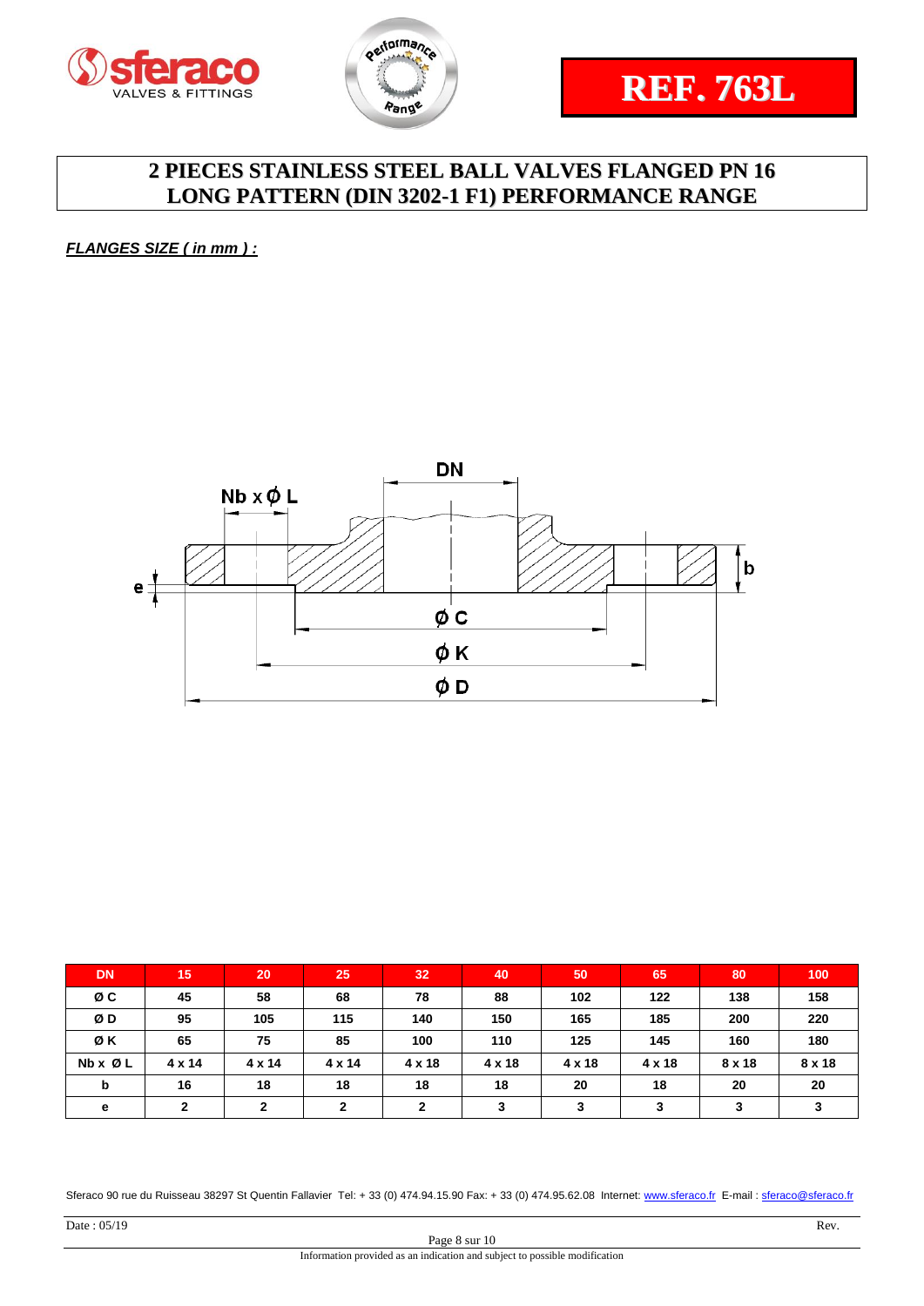**REF. 763L**

# 2 PIECES STAINLESS STEEL BALL VALVES FLANGED PN 16
# LONG PATTERN (DIN 3202-1 F1) PERFORMANCE RANGE

***FLANGES SIZE ( in mm ) :***

| DN | 15 | 20 | 25 | 32 | 40 | 50 | 65 | 80 | 100 |
|---|---|---|---|---|---|---|---|---|---|
| Ø C | 45 | 58 | 68 | 78 | 88 | 102 | 122 | 138 | 158 |
| Ø D | 95 | 105 | 115 | 140 | 150 | 165 | 185 | 200 | 220 |
| Ø K | 65 | 75 | 85 | 100 | 110 | 125 | 145 | 160 | 180 |
| Nb x Ø L | 4 x 14 | 4 x 14 | 4 x 14 | 4 x 18 | 4 x 18 | 4 x 18 | 4 x 18 | 8 x 18 | 8 x 18 |
| b | 16 | 18 | 18 | 18 | 18 | 20 | 18 | 20 | 20 |
| e | 2 | 2 | 2 | 2 | 3 | 3 | 3 | 3 | 3 |

Sferaco 90 rue du Ruisseau 38297 St Quentin Fallavier Tel: + 33 (0) 474.94.15.90 Fax: + 33 (0) 474.95.62.08 Internet: www.sferaco.fr E-mail : sferaco@sferaco.fr

Date : 05/19 Rev.

Information provided as an indication and subject to possible modification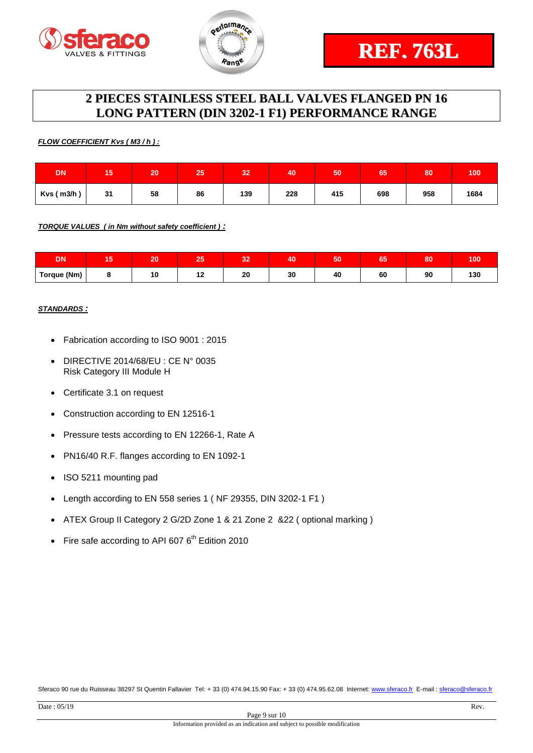# REF. 763L

## 2 PIECES STAINLESS STEEL BALL VALVES FLANGED PN 16 LONG PATTERN (DIN 3202-1 F1) PERFORMANCE RANGE

***FLOW COEFFICIENT Kvs ( M3 / h ) :***

| DN | 15 | 20 | 25 | 32 | 40 | 50 | 65 | 80 | 100 |
|---|---|---|---|---|---|---|---|---|---|
| Kvs ( m3/h ) | 31 | 58 | 86 | 139 | 228 | 415 | 698 | 958 | 1684 |

***TORQUE VALUES ( in Nm without safety coefficient ) :***

| DN | 15 | 20 | 25 | 32 | 40 | 50 | 65 | 80 | 100 |
|---|---|---|---|---|---|---|---|---|---|
| Torque (Nm) | 8 | 10 | 12 | 20 | 30 | 40 | 60 | 90 | 130 |

***STANDARDS :***

- Fabrication according to ISO 9001 : 2015
- DIRECTIVE 2014/68/EU : CE N° 0035
  Risk Category III Module H
- Certificate 3.1 on request
- Construction according to EN 12516-1
- Pressure tests according to EN 12266-1, Rate A
- PN16/40 R.F. flanges according to EN 1092-1
- ISO 5211 mounting pad
- Length according to EN 558 series 1 ( NF 29355, DIN 3202-1 F1 )
- ATEX Group II Category 2 G/2D Zone 1 & 21 Zone 2 &22 ( optional marking )
- Fire safe according to API 607 6th Edition 2010

Sferaco 90 rue du Ruisseau 38297 St Quentin Fallavier Tel: + 33 (0) 474.94.15.90 Fax: + 33 (0) 474.95.62.08 Internet: www.sferaco.fr E-mail : sferaco@sferaco.fr

Date : 05/19 Rev.

Information provided as an indication and subject to possible modification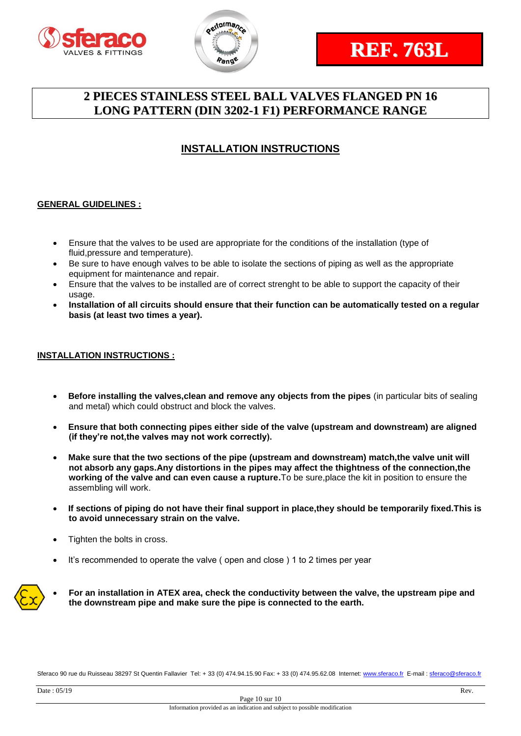REF. 763L

# 2 PIECES STAINLESS STEEL BALL VALVES FLANGED PN 16 LONG PATTERN (DIN 3202-1 F1) PERFORMANCE RANGE

## INSTALLATION INSTRUCTIONS

### GENERAL GUIDELINES :

- Ensure that the valves to be used are appropriate for the conditions of the installation (type of fluid,pressure and temperature).
- Be sure to have enough valves to be able to isolate the sections of piping as well as the appropriate equipment for maintenance and repair.
- Ensure that the valves to be installed are of correct strenght to be able to support the capacity of their usage.
- **Installation of all circuits should ensure that their function can be automatically tested on a regular basis (at least two times a year).**

### INSTALLATION INSTRUCTIONS :

- **Before installing the valves,clean and remove any objects from the pipes** (in particular bits of sealing and metal) which could obstruct and block the valves.
- **Ensure that both connecting pipes either side of the valve (upstream and downstream) are aligned (if they're not,the valves may not work correctly).**
- **Make sure that the two sections of the pipe (upstream and downstream) match,the valve unit will not absorb any gaps.Any distortions in the pipes may affect the thightness of the connection,the working of the valve and can even cause a rupture.** To be sure,place the kit in position to ensure the assembling will work.
- **If sections of piping do not have their final support in place,they should be temporarily fixed.This is to avoid unnecessary strain on the valve.**
- Tighten the bolts in cross.
- It's recommended to operate the valve ( open and close ) 1 to 2 times per year
- **For an installation in ATEX area, check the conductivity between the valve, the upstream pipe and the downstream pipe and make sure the pipe is connected to the earth.**

Sferaco 90 rue du Ruisseau 38297 St Quentin Fallavier Tel: + 33 (0) 474.94.15.90 Fax: + 33 (0) 474.95.62.08 Internet: www.sferaco.fr E-mail : sferaco@sferaco.fr

Date : 05/19 Rev.

Information provided as an indication and subject to possible modification